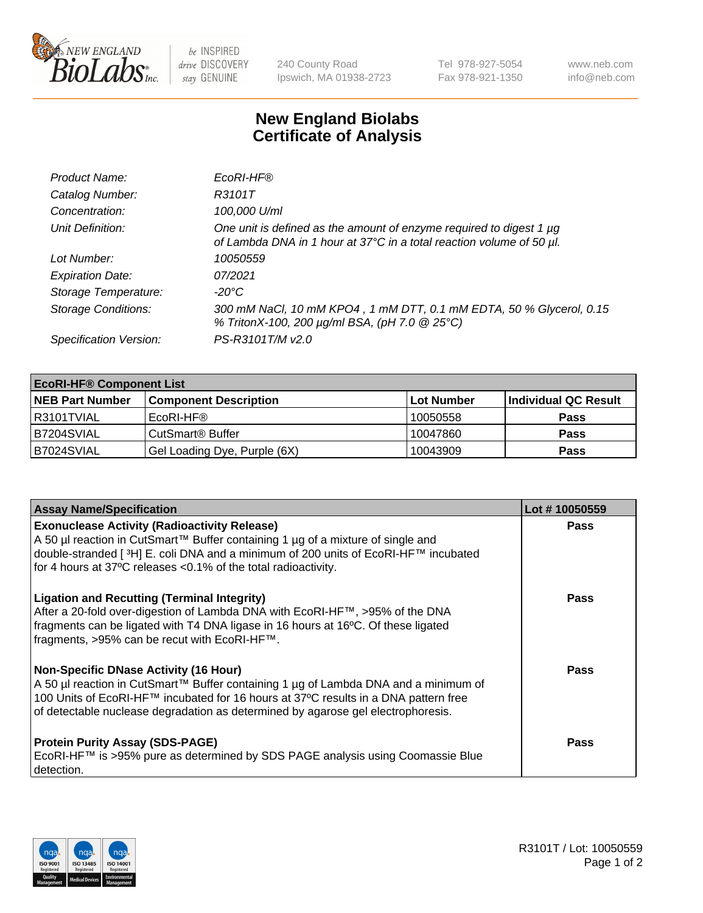# New England Biolabs Certificate of Analysis

| | |
|---|---|
| *Product Name:* | *EcoRI-HF®* |
| *Catalog Number:* | *R3101T* |
| *Concentration:* | *100,000 U/ml* |
| *Unit Definition:* | *One unit is defined as the amount of enzyme required to digest 1 µg of Lambda DNA in 1 hour at 37°C in a total reaction volume of 50 µl.* |
| *Lot Number:* | *10050559* |
| *Expiration Date:* | *07/2021* |
| *Storage Temperature:* | *-20°C* |
| *Storage Conditions:* | *300 mM NaCl, 10 mM KPO4 , 1 mM DTT, 0.1 mM EDTA, 50 % Glycerol, 0.15 % TritonX-100, 200 µg/ml BSA, (pH 7.0 @ 25°C)* |
| *Specification Version:* | *PS-R3101T/M v2.0* |

| **EcoRI-HF® Component List** | | | |
|---|---|---|---|
| **NEB Part Number** | **Component Description** | **Lot Number** | **Individual QC Result** |
| R3101TVIAL | EcoRI-HF® | 10050558 | **Pass** |
| B7204SVIAL | CutSmart® Buffer | 10047860 | **Pass** |
| B7024SVIAL | Gel Loading Dye, Purple (6X) | 10043909 | **Pass** |

| Assay Name/Specification | Lot # 10050559 |
|---|---|
| **Exonuclease Activity (Radioactivity Release)**<br>A 50 µl reaction in CutSmart™ Buffer containing 1 µg of a mixture of single and double-stranded [ $^3$H] E. coli DNA and a minimum of 200 units of EcoRI-HF™ incubated for 4 hours at 37ºC releases <0.1% of the total radioactivity. | **Pass** |
| **Ligation and Recutting (Terminal Integrity)**<br>After a 20-fold over-digestion of Lambda DNA with EcoRI-HF™, >95% of the DNA fragments can be ligated with T4 DNA ligase in 16 hours at 16ºC. Of these ligated fragments, >95% can be recut with EcoRI-HF™. | **Pass** |
| **Non-Specific DNase Activity (16 Hour)**<br>A 50 µl reaction in CutSmart™ Buffer containing 1 µg of Lambda DNA and a minimum of 100 Units of EcoRI-HF™ incubated for 16 hours at 37ºC results in a DNA pattern free of detectable nuclease degradation as determined by agarose gel electrophoresis. | **Pass** |
| **Protein Purity Assay (SDS-PAGE)**<br>EcoRI-HF™ is >95% pure as determined by SDS PAGE analysis using Coomassie Blue detection. | **Pass** |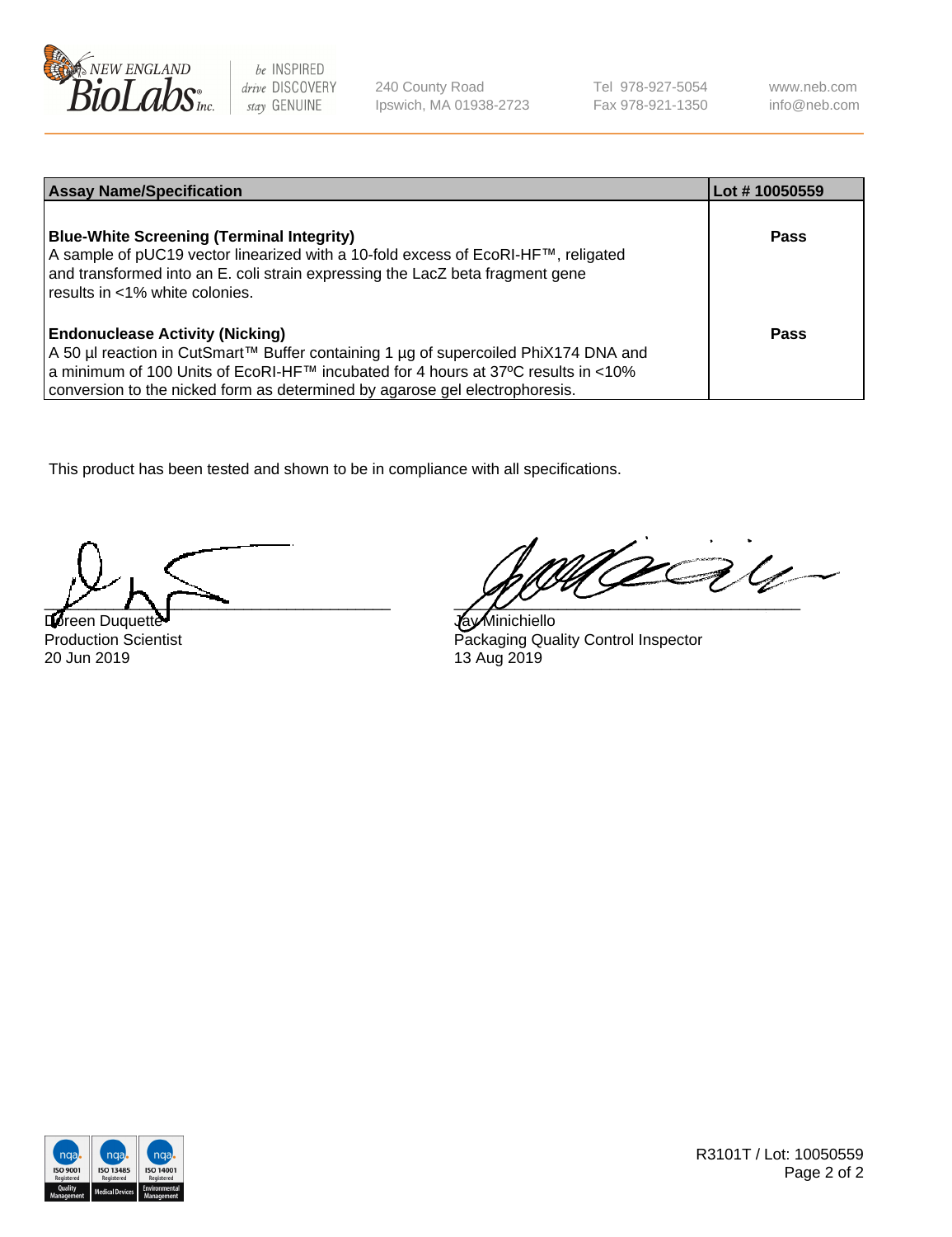New England BioLabs Inc. — be INSPIRED drive DISCOVERY stay GENUINE

240 County Road
Ipswich, MA 01938-2723

Tel 978-927-5054
Fax 978-921-1350

www.neb.com
info@neb.com

| Assay Name/Specification | Lot # 10050559 |
|---|---|
| **Blue-White Screening (Terminal Integrity)**<br>A sample of pUC19 vector linearized with a 10-fold excess of EcoRI-HF™, religated and transformed into an E. coli strain expressing the LacZ beta fragment gene results in <1% white colonies. | **Pass** |
| **Endonuclease Activity (Nicking)**<br>A 50 µl reaction in CutSmart™ Buffer containing 1 µg of supercoiled PhiX174 DNA and a minimum of 100 Units of EcoRI-HF™ incubated for 4 hours at 37ºC results in <10% conversion to the nicked form as determined by agarose gel electrophoresis. | **Pass** |

This product has been tested and shown to be in compliance with all specifications.

Doreen Duquette
Production Scientist
20 Jun 2019

Jay Minichiello
Packaging Quality Control Inspector
13 Aug 2019

R3101T / Lot: 10050559